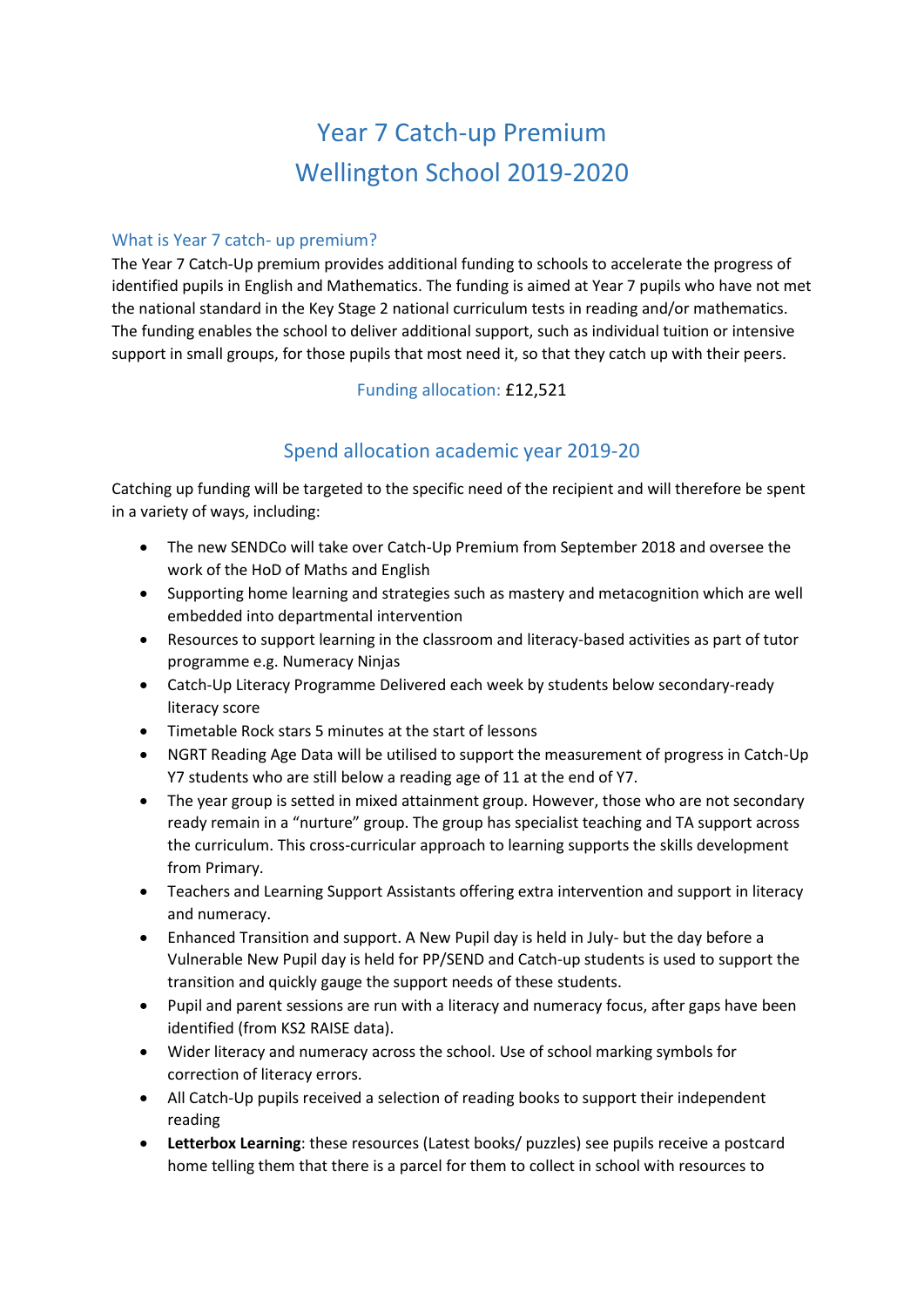# Year 7 Catch-up Premium
# Wellington School 2019-2020

## What is Year 7 catch- up premium?

The Year 7 Catch-Up premium provides additional funding to schools to accelerate the progress of identified pupils in English and Mathematics. The funding is aimed at Year 7 pupils who have not met the national standard in the Key Stage 2 national curriculum tests in reading and/or mathematics. The funding enables the school to deliver additional support, such as individual tuition or intensive support in small groups, for those pupils that most need it, so that they catch up with their peers.

Funding allocation: £12,521

## Spend allocation academic year 2019-20

Catching up funding will be targeted to the specific need of the recipient and will therefore be spent in a variety of ways, including:

- The new SENDCo will take over Catch-Up Premium from September 2018 and oversee the work of the HoD of Maths and English
- Supporting home learning and strategies such as mastery and metacognition which are well embedded into departmental intervention
- Resources to support learning in the classroom and literacy-based activities as part of tutor programme e.g. Numeracy Ninjas
- Catch-Up Literacy Programme Delivered each week by students below secondary-ready literacy score
- Timetable Rock stars 5 minutes at the start of lessons
- NGRT Reading Age Data will be utilised to support the measurement of progress in Catch-Up Y7 students who are still below a reading age of 11 at the end of Y7.
- The year group is setted in mixed attainment group. However, those who are not secondary ready remain in a "nurture" group. The group has specialist teaching and TA support across the curriculum. This cross-curricular approach to learning supports the skills development from Primary.
- Teachers and Learning Support Assistants offering extra intervention and support in literacy and numeracy.
- Enhanced Transition and support. A New Pupil day is held in July- but the day before a Vulnerable New Pupil day is held for PP/SEND and Catch-up students is used to support the transition and quickly gauge the support needs of these students.
- Pupil and parent sessions are run with a literacy and numeracy focus, after gaps have been identified (from KS2 RAISE data).
- Wider literacy and numeracy across the school. Use of school marking symbols for correction of literacy errors.
- All Catch-Up pupils received a selection of reading books to support their independent reading
- **Letterbox Learning**: these resources (Latest books/ puzzles) see pupils receive a postcard home telling them that there is a parcel for them to collect in school with resources to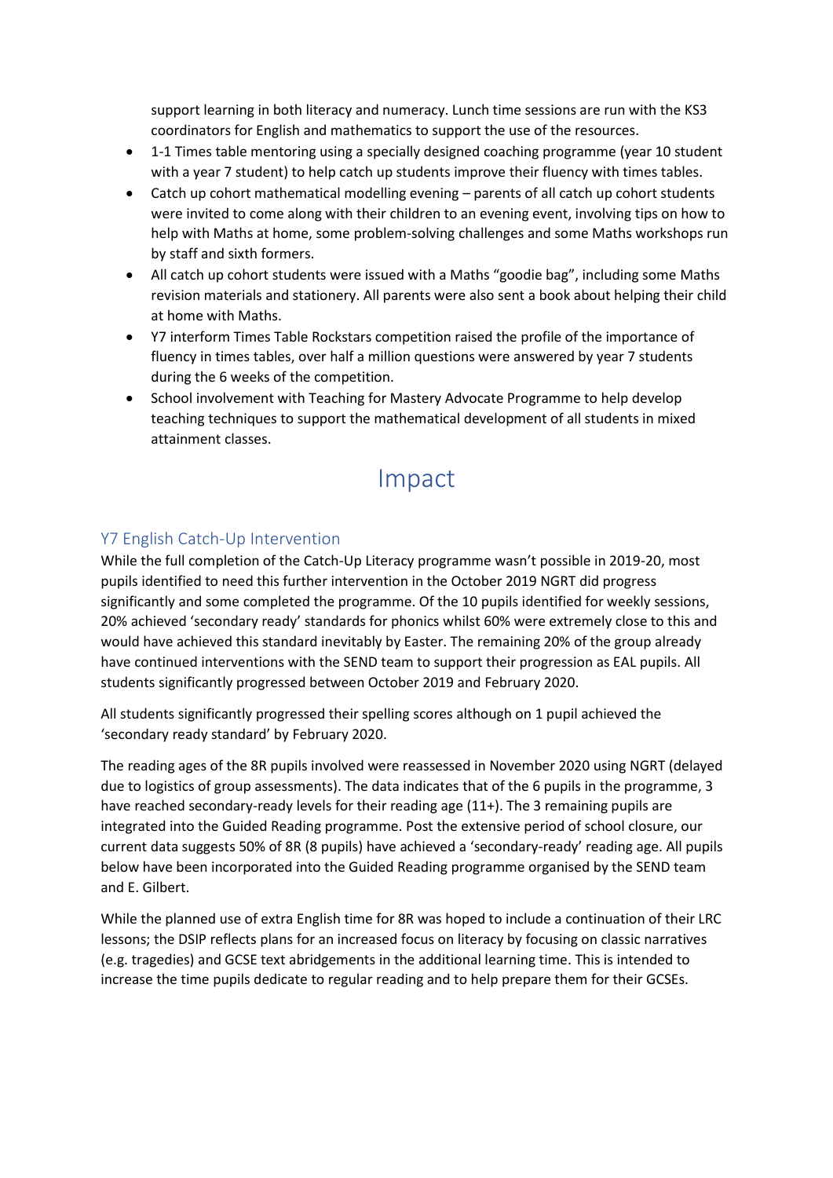support learning in both literacy and numeracy. Lunch time sessions are run with the KS3 coordinators for English and mathematics to support the use of the resources.

- 1-1 Times table mentoring using a specially designed coaching programme (year 10 student with a year 7 student) to help catch up students improve their fluency with times tables.
- Catch up cohort mathematical modelling evening – parents of all catch up cohort students were invited to come along with their children to an evening event, involving tips on how to help with Maths at home, some problem-solving challenges and some Maths workshops run by staff and sixth formers.
- All catch up cohort students were issued with a Maths "goodie bag", including some Maths revision materials and stationery. All parents were also sent a book about helping their child at home with Maths.
- Y7 interform Times Table Rockstars competition raised the profile of the importance of fluency in times tables, over half a million questions were answered by year 7 students during the 6 weeks of the competition.
- School involvement with Teaching for Mastery Advocate Programme to help develop teaching techniques to support the mathematical development of all students in mixed attainment classes.

# Impact

## Y7 English Catch-Up Intervention

While the full completion of the Catch-Up Literacy programme wasn't possible in 2019-20, most pupils identified to need this further intervention in the October 2019 NGRT did progress significantly and some completed the programme. Of the 10 pupils identified for weekly sessions, 20% achieved 'secondary ready' standards for phonics whilst 60% were extremely close to this and would have achieved this standard inevitably by Easter. The remaining 20% of the group already have continued interventions with the SEND team to support their progression as EAL pupils. All students significantly progressed between October 2019 and February 2020.

All students significantly progressed their spelling scores although on 1 pupil achieved the 'secondary ready standard' by February 2020.

The reading ages of the 8R pupils involved were reassessed in November 2020 using NGRT (delayed due to logistics of group assessments). The data indicates that of the 6 pupils in the programme, 3 have reached secondary-ready levels for their reading age (11+). The 3 remaining pupils are integrated into the Guided Reading programme. Post the extensive period of school closure, our current data suggests 50% of 8R (8 pupils) have achieved a 'secondary-ready' reading age. All pupils below have been incorporated into the Guided Reading programme organised by the SEND team and E. Gilbert.

While the planned use of extra English time for 8R was hoped to include a continuation of their LRC lessons; the DSIP reflects plans for an increased focus on literacy by focusing on classic narratives (e.g. tragedies) and GCSE text abridgements in the additional learning time. This is intended to increase the time pupils dedicate to regular reading and to help prepare them for their GCSEs.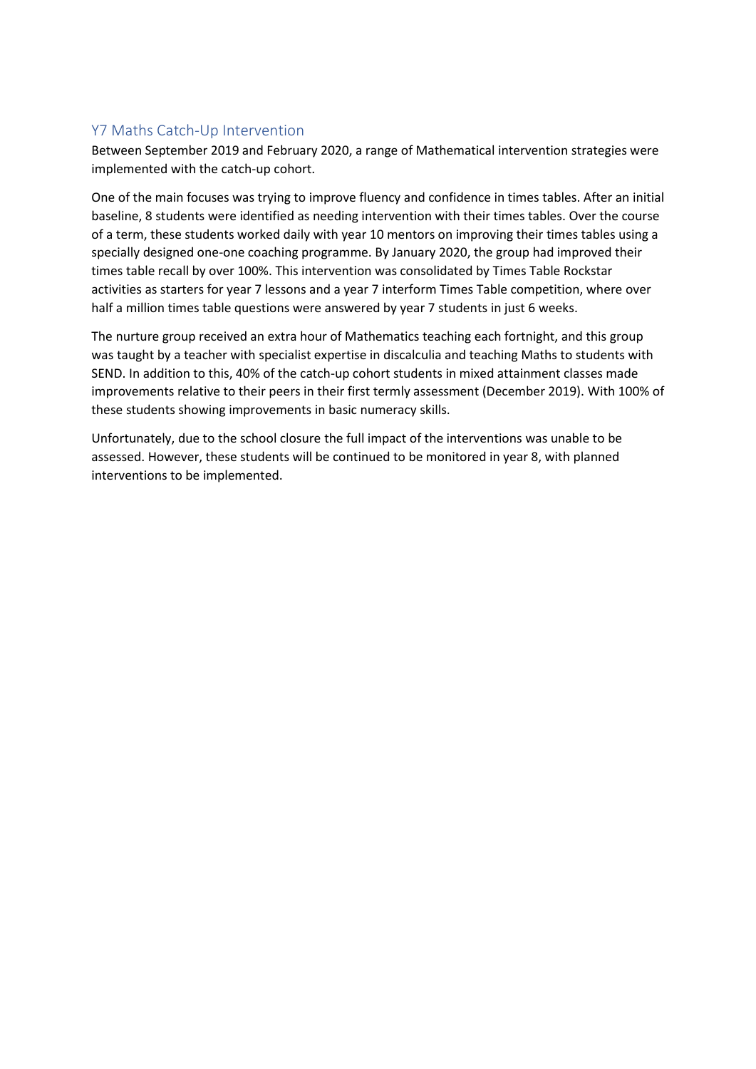## Y7 Maths Catch-Up Intervention

Between September 2019 and February 2020, a range of Mathematical intervention strategies were implemented with the catch-up cohort.

One of the main focuses was trying to improve fluency and confidence in times tables. After an initial baseline, 8 students were identified as needing intervention with their times tables. Over the course of a term, these students worked daily with year 10 mentors on improving their times tables using a specially designed one-one coaching programme. By January 2020, the group had improved their times table recall by over 100%. This intervention was consolidated by Times Table Rockstar activities as starters for year 7 lessons and a year 7 interform Times Table competition, where over half a million times table questions were answered by year 7 students in just 6 weeks.

The nurture group received an extra hour of Mathematics teaching each fortnight, and this group was taught by a teacher with specialist expertise in discalculia and teaching Maths to students with SEND. In addition to this, 40% of the catch-up cohort students in mixed attainment classes made improvements relative to their peers in their first termly assessment (December 2019). With 100% of these students showing improvements in basic numeracy skills.

Unfortunately, due to the school closure the full impact of the interventions was unable to be assessed. However, these students will be continued to be monitored in year 8, with planned interventions to be implemented.